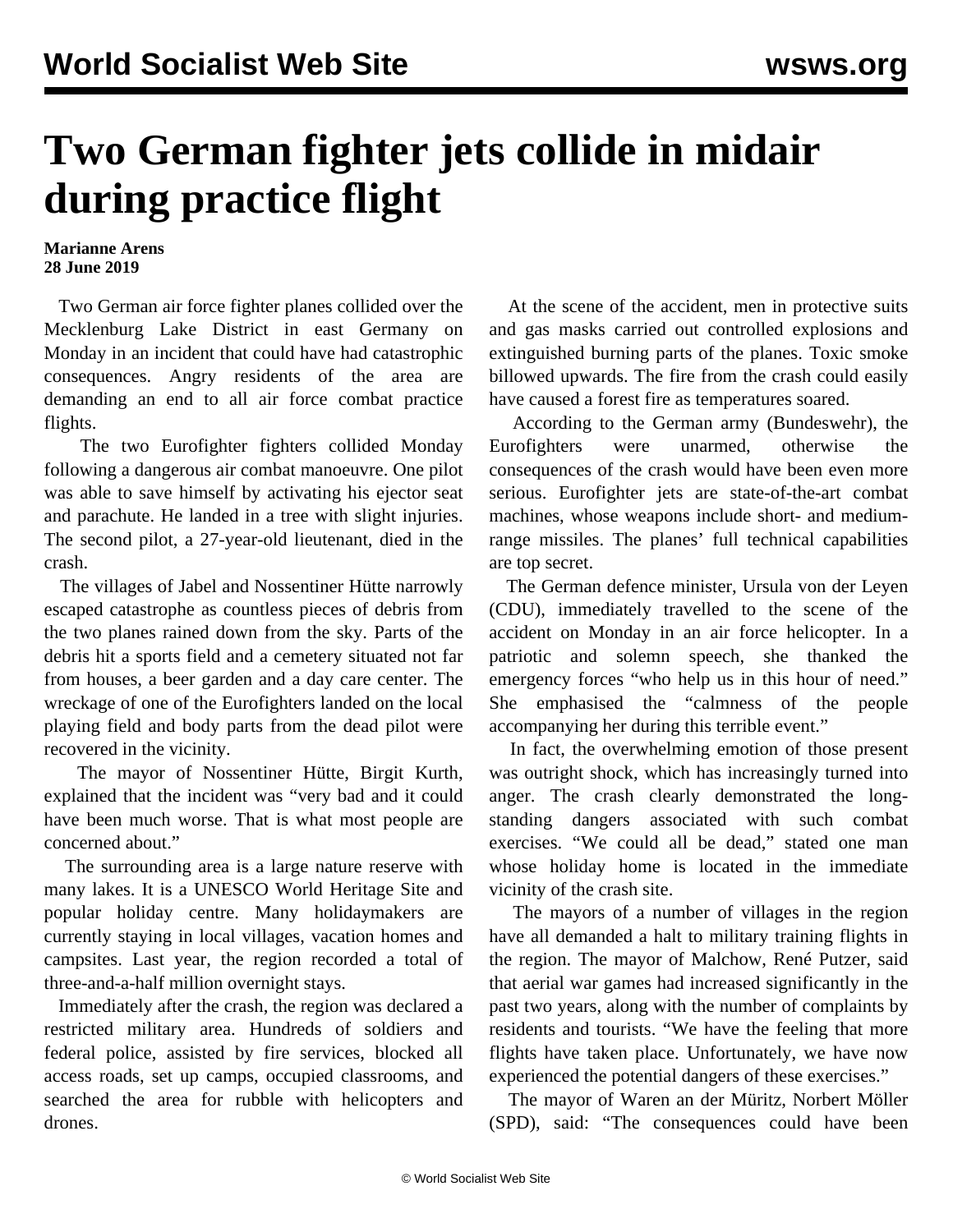# Two German fighter jets collide in midair during practice flight

**Marianne Arens**
**28 June 2019**

Two German air force fighter planes collided over the Mecklenburg Lake District in east Germany on Monday in an incident that could have had catastrophic consequences. Angry residents of the area are demanding an end to all air force combat practice flights.

The two Eurofighter fighters collided Monday following a dangerous air combat manoeuvre. One pilot was able to save himself by activating his ejector seat and parachute. He landed in a tree with slight injuries. The second pilot, a 27-year-old lieutenant, died in the crash.

The villages of Jabel and Nossentiner Hütte narrowly escaped catastrophe as countless pieces of debris from the two planes rained down from the sky. Parts of the debris hit a sports field and a cemetery situated not far from houses, a beer garden and a day care center. The wreckage of one of the Eurofighters landed on the local playing field and body parts from the dead pilot were recovered in the vicinity.

The mayor of Nossentiner Hütte, Birgit Kurth, explained that the incident was "very bad and it could have been much worse. That is what most people are concerned about."

The surrounding area is a large nature reserve with many lakes. It is a UNESCO World Heritage Site and popular holiday centre. Many holidaymakers are currently staying in local villages, vacation homes and campsites. Last year, the region recorded a total of three-and-a-half million overnight stays.

Immediately after the crash, the region was declared a restricted military area. Hundreds of soldiers and federal police, assisted by fire services, blocked all access roads, set up camps, occupied classrooms, and searched the area for rubble with helicopters and drones.

At the scene of the accident, men in protective suits and gas masks carried out controlled explosions and extinguished burning parts of the planes. Toxic smoke billowed upwards. The fire from the crash could easily have caused a forest fire as temperatures soared.

According to the German army (Bundeswehr), the Eurofighters were unarmed, otherwise the consequences of the crash would have been even more serious. Eurofighter jets are state-of-the-art combat machines, whose weapons include short- and medium-range missiles. The planes' full technical capabilities are top secret.

The German defence minister, Ursula von der Leyen (CDU), immediately travelled to the scene of the accident on Monday in an air force helicopter. In a patriotic and solemn speech, she thanked the emergency forces "who help us in this hour of need." She emphasised the "calmness of the people accompanying her during this terrible event."

In fact, the overwhelming emotion of those present was outright shock, which has increasingly turned into anger. The crash clearly demonstrated the long-standing dangers associated with such combat exercises. "We could all be dead," stated one man whose holiday home is located in the immediate vicinity of the crash site.

The mayors of a number of villages in the region have all demanded a halt to military training flights in the region. The mayor of Malchow, René Putzer, said that aerial war games had increased significantly in the past two years, along with the number of complaints by residents and tourists. "We have the feeling that more flights have taken place. Unfortunately, we have now experienced the potential dangers of these exercises."

The mayor of Waren an der Müritz, Norbert Möller (SPD), said: "The consequences could have been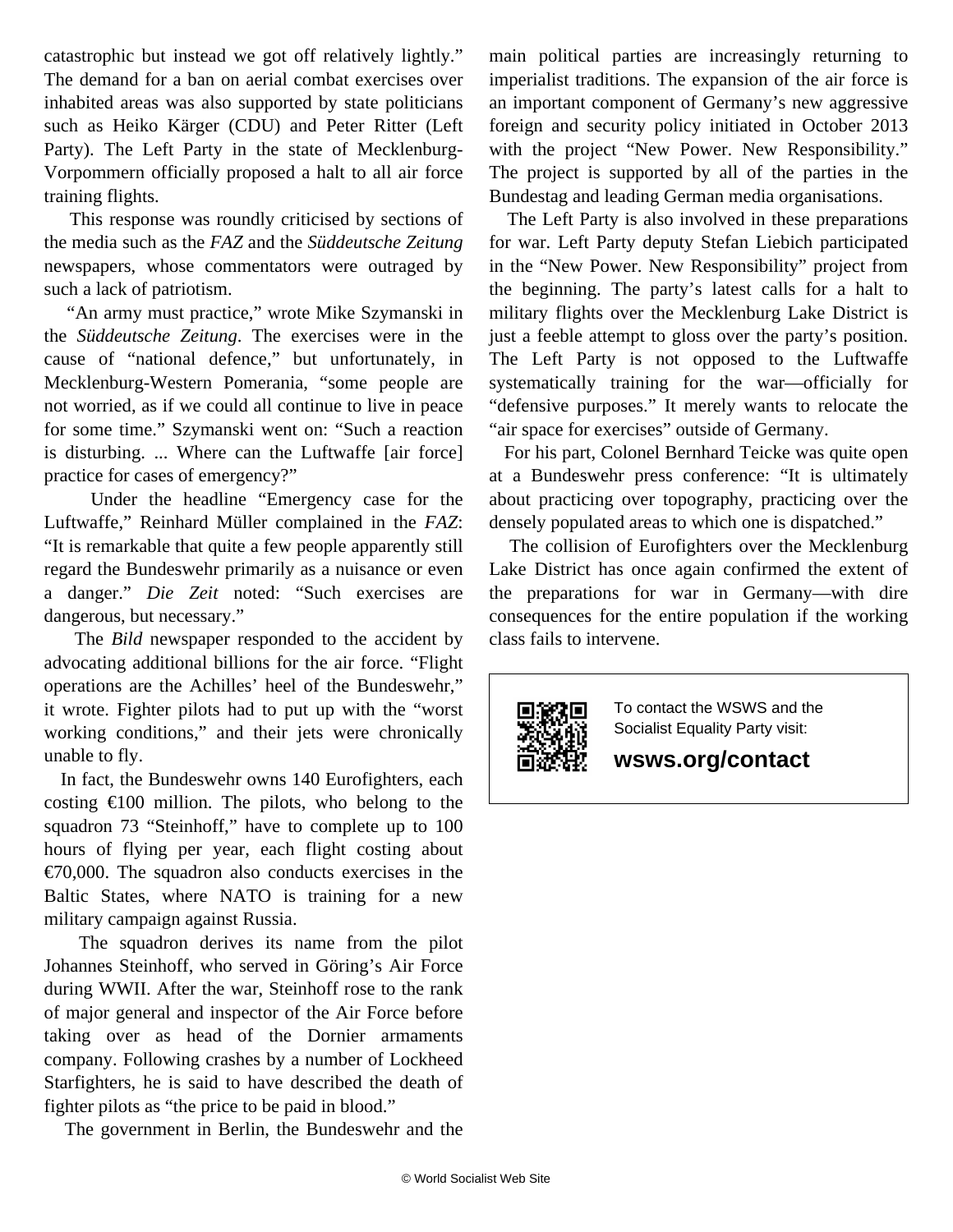catastrophic but instead we got off relatively lightly." The demand for a ban on aerial combat exercises over inhabited areas was also supported by state politicians such as Heiko Kärger (CDU) and Peter Ritter (Left Party). The Left Party in the state of Mecklenburg-Vorpommern officially proposed a halt to all air force training flights.

This response was roundly criticised by sections of the media such as the *FAZ* and the *Süddeutsche Zeitung* newspapers, whose commentators were outraged by such a lack of patriotism.

"An army must practice," wrote Mike Szymanski in the *Süddeutsche Zeitung*. The exercises were in the cause of "national defence," but unfortunately, in Mecklenburg-Western Pomerania, "some people are not worried, as if we could all continue to live in peace for some time." Szymanski went on: "Such a reaction is disturbing. ... Where can the Luftwaffe [air force] practice for cases of emergency?"

Under the headline "Emergency case for the Luftwaffe," Reinhard Müller complained in the *FAZ*: "It is remarkable that quite a few people apparently still regard the Bundeswehr primarily as a nuisance or even a danger." *Die Zeit* noted: "Such exercises are dangerous, but necessary."

The *Bild* newspaper responded to the accident by advocating additional billions for the air force. "Flight operations are the Achilles' heel of the Bundeswehr," it wrote. Fighter pilots had to put up with the "worst working conditions," and their jets were chronically unable to fly.

In fact, the Bundeswehr owns 140 Eurofighters, each costing €100 million. The pilots, who belong to the squadron 73 "Steinhoff," have to complete up to 100 hours of flying per year, each flight costing about €70,000. The squadron also conducts exercises in the Baltic States, where NATO is training for a new military campaign against Russia.

The squadron derives its name from the pilot Johannes Steinhoff, who served in Göring's Air Force during WWII. After the war, Steinhoff rose to the rank of major general and inspector of the Air Force before taking over as head of the Dornier armaments company. Following crashes by a number of Lockheed Starfighters, he is said to have described the death of fighter pilots as "the price to be paid in blood."

The government in Berlin, the Bundeswehr and the main political parties are increasingly returning to imperialist traditions. The expansion of the air force is an important component of Germany's new aggressive foreign and security policy initiated in October 2013 with the project "New Power. New Responsibility." The project is supported by all of the parties in the Bundestag and leading German media organisations.

The Left Party is also involved in these preparations for war. Left Party deputy Stefan Liebich participated in the "New Power. New Responsibility" project from the beginning. The party's latest calls for a halt to military flights over the Mecklenburg Lake District is just a feeble attempt to gloss over the party's position. The Left Party is not opposed to the Luftwaffe systematically training for the war—officially for "defensive purposes." It merely wants to relocate the "air space for exercises" outside of Germany.

For his part, Colonel Bernhard Teicke was quite open at a Bundeswehr press conference: "It is ultimately about practicing over topography, practicing over the densely populated areas to which one is dispatched."

The collision of Eurofighters over the Mecklenburg Lake District has once again confirmed the extent of the preparations for war in Germany—with dire consequences for the entire population if the working class fails to intervene.

To contact the WSWS and the Socialist Equality Party visit:

**wsws.org/contact**